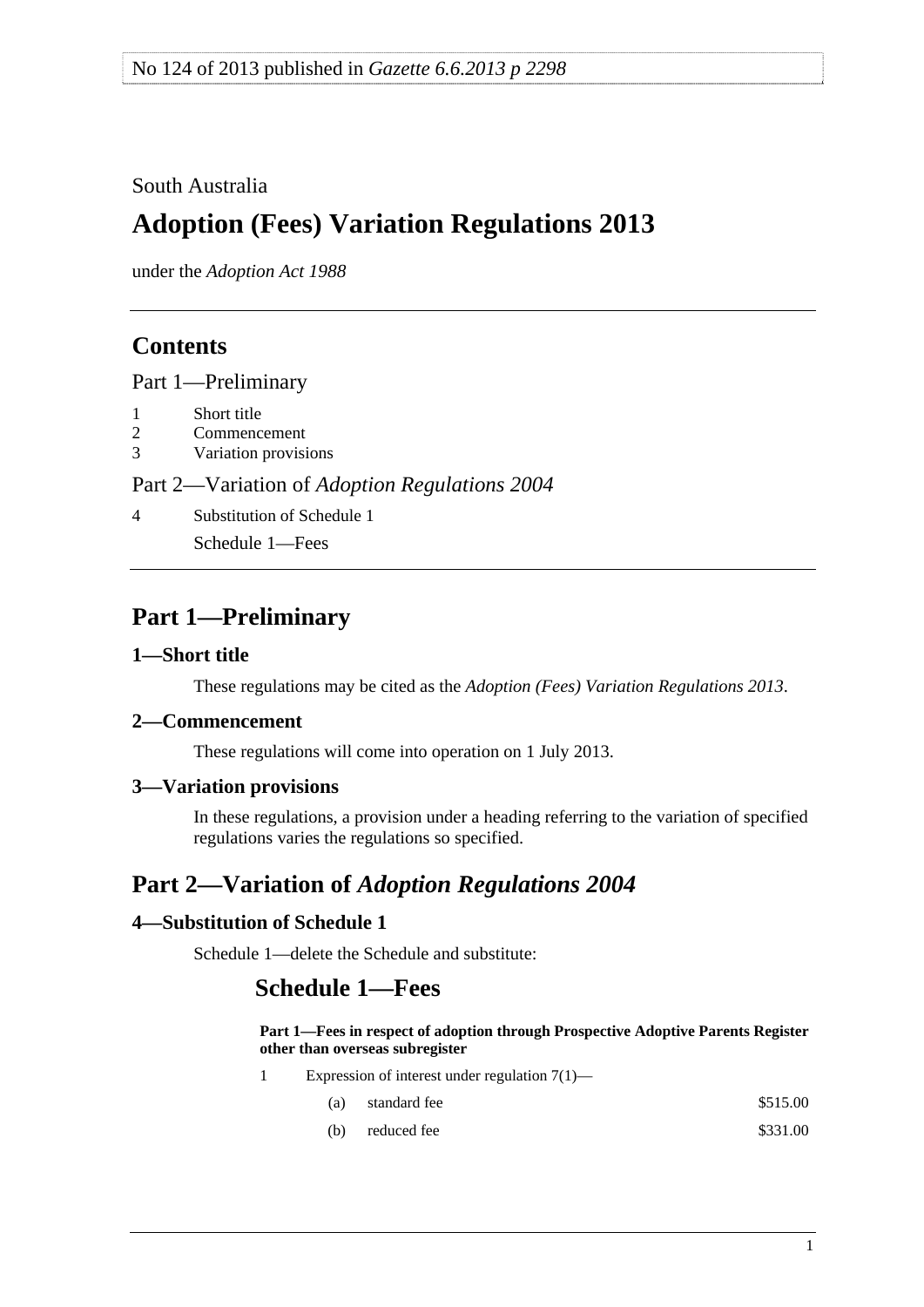No 124 of 2013 published in *Gazette 6.6.2013 p 2298*

South Australia

# Adoption (Fees) Variation Regulations 2013

under the *Adoption Act 1988*

## Contents

Part 1—Preliminary

1 Short title
2 Commencement
3 Variation provisions

Part 2—Variation of *Adoption Regulations 2004*

4 Substitution of Schedule 1

Schedule 1—Fees

## Part 1—Preliminary

### 1—Short title

These regulations may be cited as the *Adoption (Fees) Variation Regulations 2013*.

### 2—Commencement

These regulations will come into operation on 1 July 2013.

### 3—Variation provisions

In these regulations, a provision under a heading referring to the variation of specified regulations varies the regulations so specified.

## Part 2—Variation of *Adoption Regulations 2004*

### 4—Substitution of Schedule 1

Schedule 1—delete the Schedule and substitute:

## Schedule 1—Fees

**Part 1—Fees in respect of adoption through Prospective Adoptive Parents Register other than overseas subregister**

1 Expression of interest under regulation 7(1)—

| | | |
|---|---|---|
| (a) | standard fee | $515.00 |
| (b) | reduced fee | $331.00 |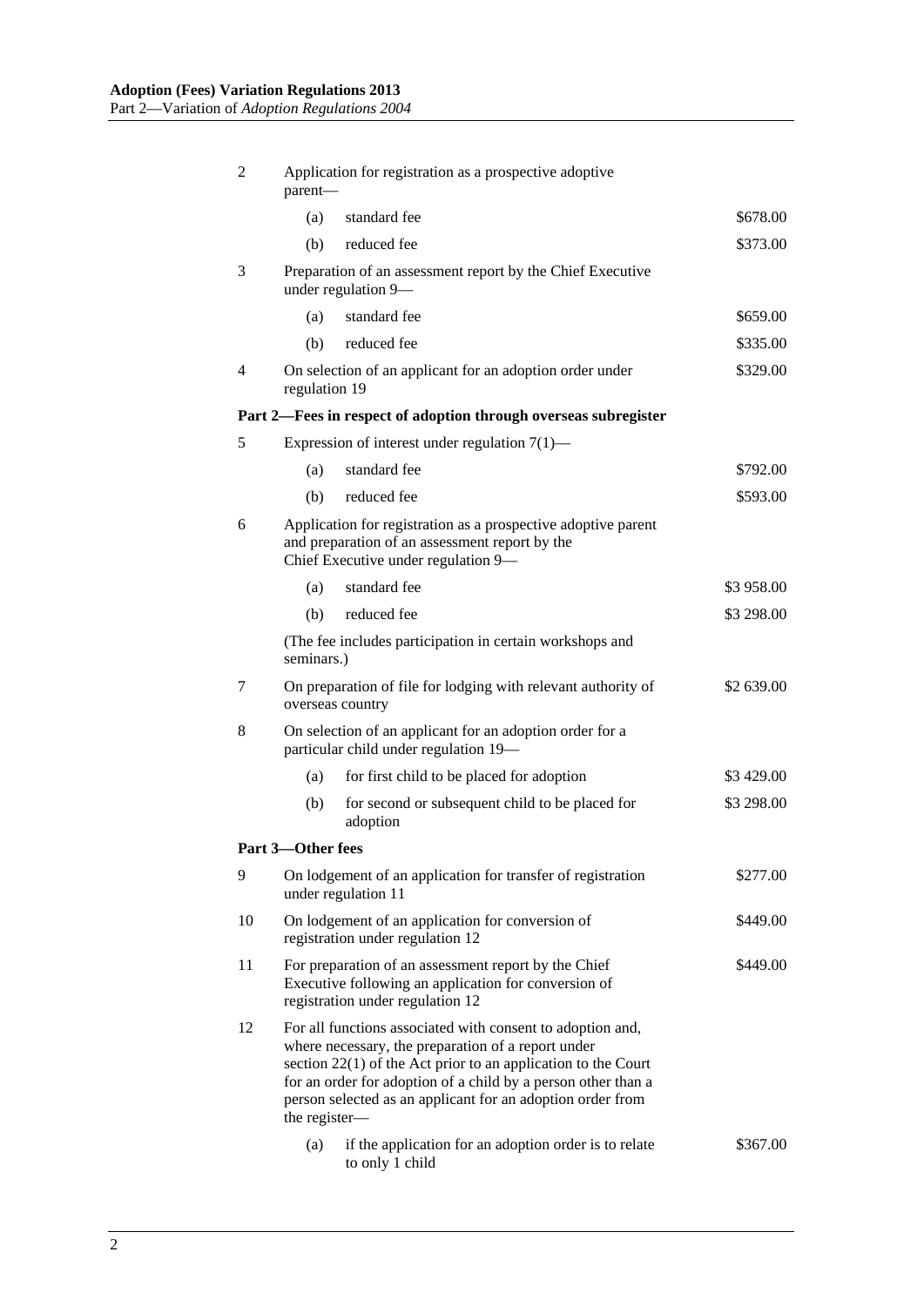| | | | |
|---|---|---|---|
| 2 | Application for registration as a prospective adoptive parent— | | |
| | (a) | standard fee | $678.00 |
| | (b) | reduced fee | $373.00 |
| 3 | Preparation of an assessment report by the Chief Executive under regulation 9— | | |
| | (a) | standard fee | $659.00 |
| | (b) | reduced fee | $335.00 |
| 4 | On selection of an applicant for an adoption order under regulation 19 | | $329.00 |
| **Part 2—Fees in respect of adoption through overseas subregister** | | | |
| 5 | Expression of interest under regulation 7(1)— | | |
| | (a) | standard fee | $792.00 |
| | (b) | reduced fee | $593.00 |
| 6 | Application for registration as a prospective adoptive parent and preparation of an assessment report by the Chief Executive under regulation 9— | | |
| | (a) | standard fee | $3 958.00 |
| | (b) | reduced fee | $3 298.00 |
| | (The fee includes participation in certain workshops and seminars.) | | |
| 7 | On preparation of file for lodging with relevant authority of overseas country | | $2 639.00 |
| 8 | On selection of an applicant for an adoption order for a particular child under regulation 19— | | |
| | (a) | for first child to be placed for adoption | $3 429.00 |
| | (b) | for second or subsequent child to be placed for adoption | $3 298.00 |
| **Part 3—Other fees** | | | |
| 9 | On lodgement of an application for transfer of registration under regulation 11 | | $277.00 |
| 10 | On lodgement of an application for conversion of registration under regulation 12 | | $449.00 |
| 11 | For preparation of an assessment report by the Chief Executive following an application for conversion of registration under regulation 12 | | $449.00 |
| 12 | For all functions associated with consent to adoption and, where necessary, the preparation of a report under section 22(1) of the Act prior to an application to the Court for an order for adoption of a child by a person other than a person selected as an applicant for an adoption order from the register— | | |
| | (a) | if the application for an adoption order is to relate to only 1 child | $367.00 |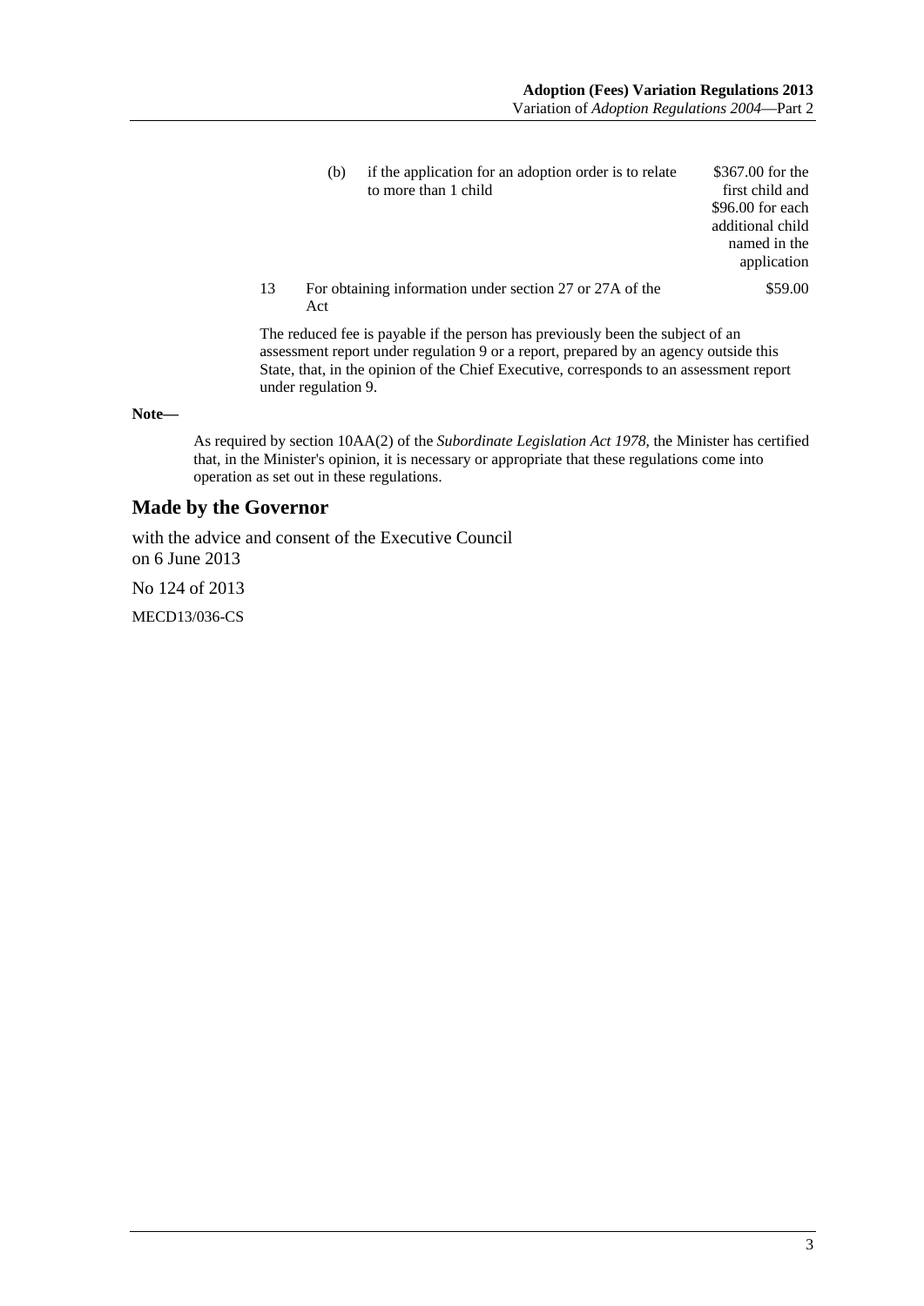| | | | |
|---|---|---|---|
| | (b) | if the application for an adoption order is to relate to more than 1 child | $367.00 for the first child and $96.00 for each additional child named in the application |
| 13 | | For obtaining information under section 27 or 27A of the Act | $59.00 |

The reduced fee is payable if the person has previously been the subject of an assessment report under regulation 9 or a report, prepared by an agency outside this State, that, in the opinion of the Chief Executive, corresponds to an assessment report under regulation 9.

**Note—**

As required by section 10AA(2) of the *Subordinate Legislation Act 1978*, the Minister has certified that, in the Minister's opinion, it is necessary or appropriate that these regulations come into operation as set out in these regulations.

## Made by the Governor

with the advice and consent of the Executive Council on 6 June 2013

No 124 of 2013

MECD13/036-CS